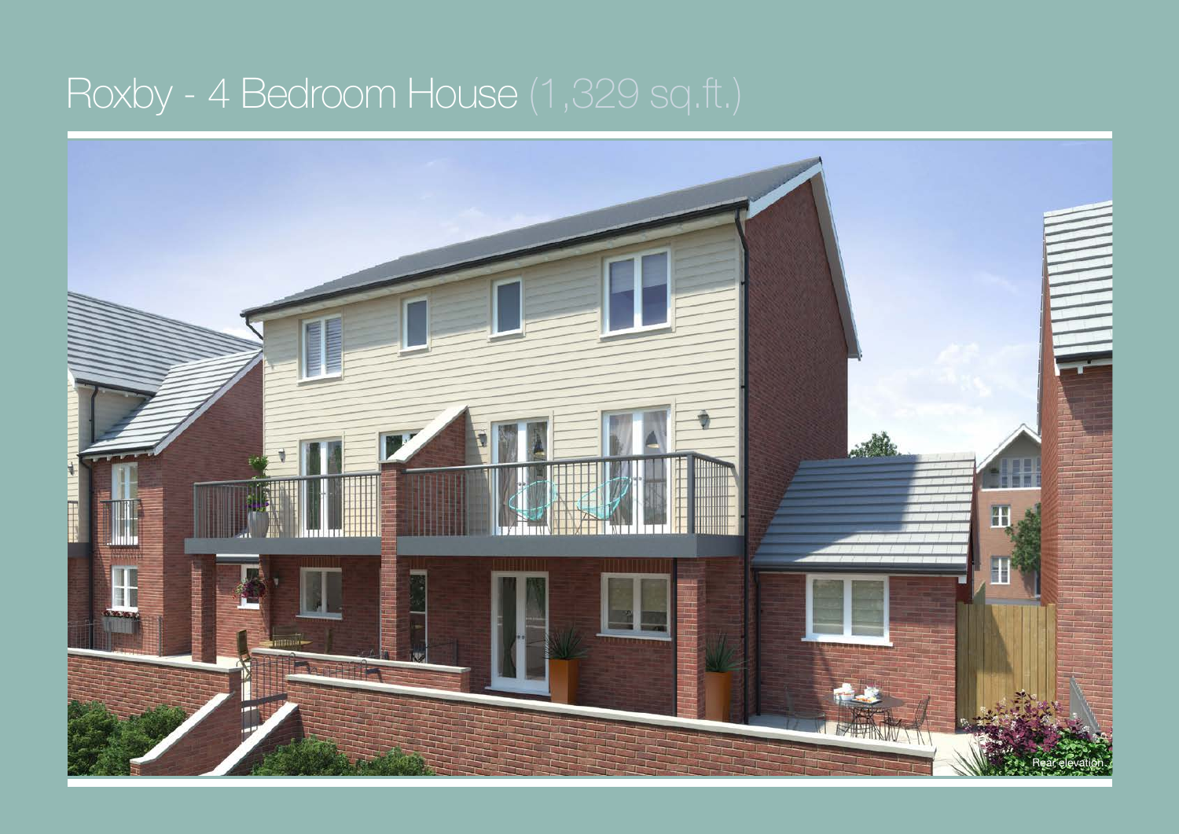# Roxby - 4 Bedroom House (1,329 sq.ft.)

Rear elevation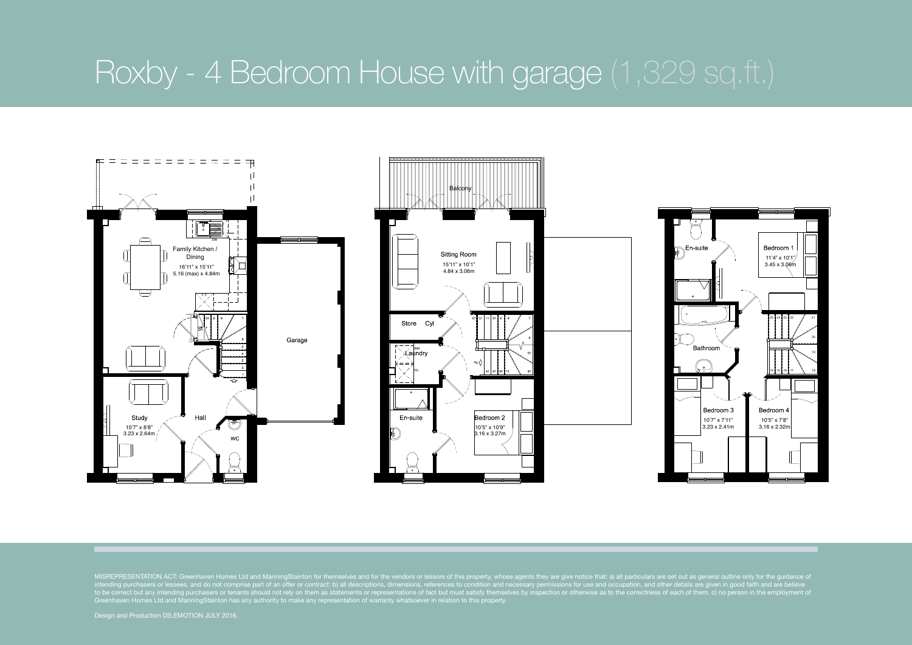# Roxby - 4 Bedroom House with garage (1,329 sq.ft.)

Family Kitchen / Dining
16'11" x 15'11"
5.16 (max) x 4.84m

Garage

Study
10'7" x 8'8"
3.23 x 2.64m

Hall

WC

Balcony

Sitting Room
15'11" x 10'1"
4.84 x 3.06m

Store Cyl

Laundry

En-suite

Bedroom 2
10'5" x 10'9"
3.16 x 3.27m

En-suite

Bedroom 1
11'4" x 10'1"
3.45 x 3.06m

Bathroom

Bedroom 3
10'7" x 7'11"
3.23 x 2.41m

Bedroom 4
10'5" x 7'8"
3.16 x 2.32m

MISREPRESENTATION ACT: Greenhaven Homes Ltd and ManningStainton for themselves and for the vendors or lessors of this property, whose agents they are give notice that: a) all particulars are set out as general outline only for the guidance of intending purchasers or lessees, and do not comprise part of an offer or contract: b) all descriptions, dimensions, references to condition and necessary permissions for use and occupation, and other details are given in good faith and are believe to be correct but any intending purchasers or tenants should not rely on them as statements or representations of fact but must satisfy themselves by inspection or otherwise as to the correctness of each of them. c) no person in the employment of Greenhaven Homes Ltd and ManningStainton has any authority to make any representation of warranty whatsoever in relation to this property.

Design and Production DS.EMOTION JULY 2016.